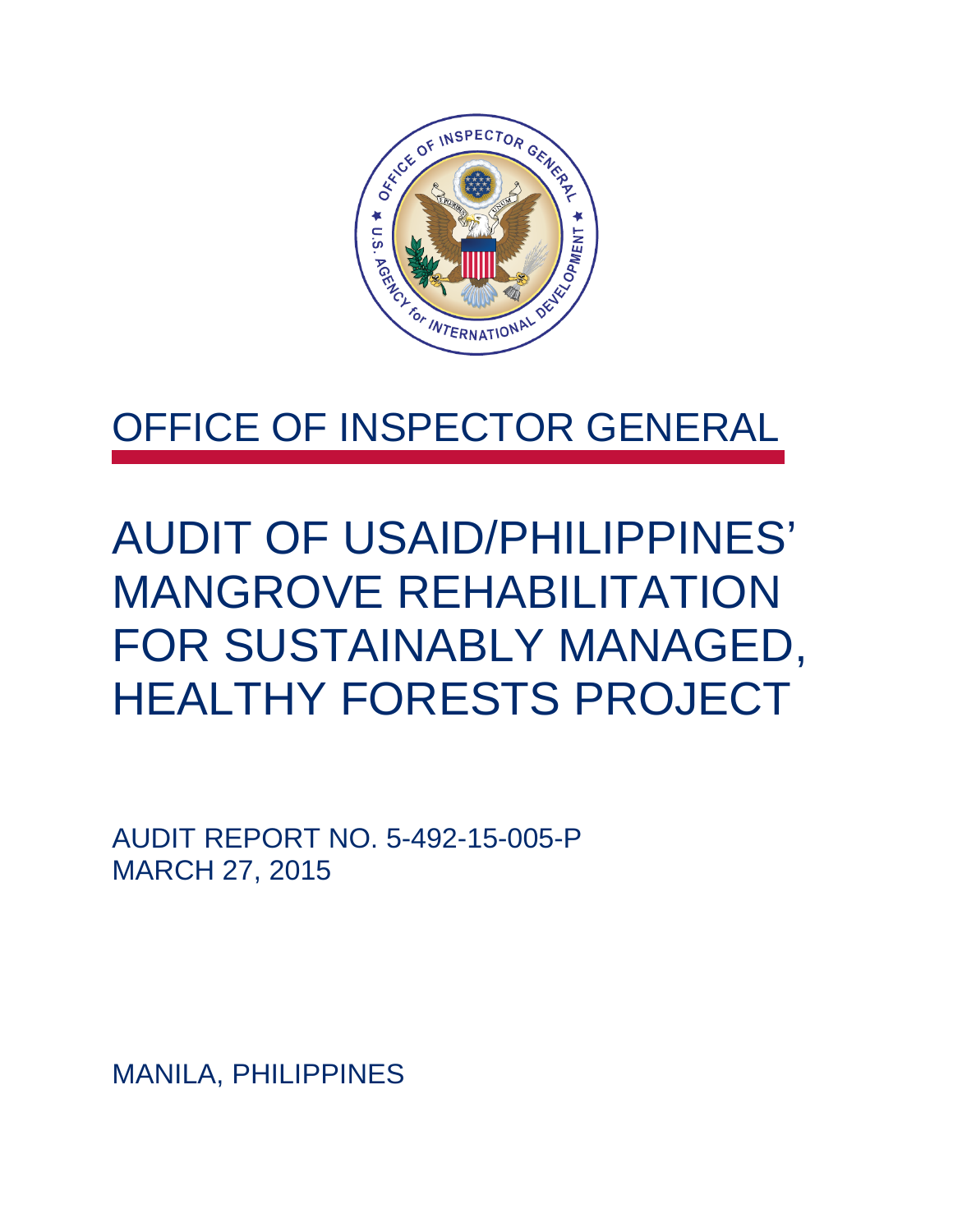# OFFICE OF INSPECTOR GENERAL

# AUDIT OF USAID/PHILIPPINES' MANGROVE REHABILITATION FOR SUSTAINABLY MANAGED, HEALTHY FORESTS PROJECT

AUDIT REPORT NO. 5-492-15-005-P
MARCH 27, 2015

MANILA, PHILIPPINES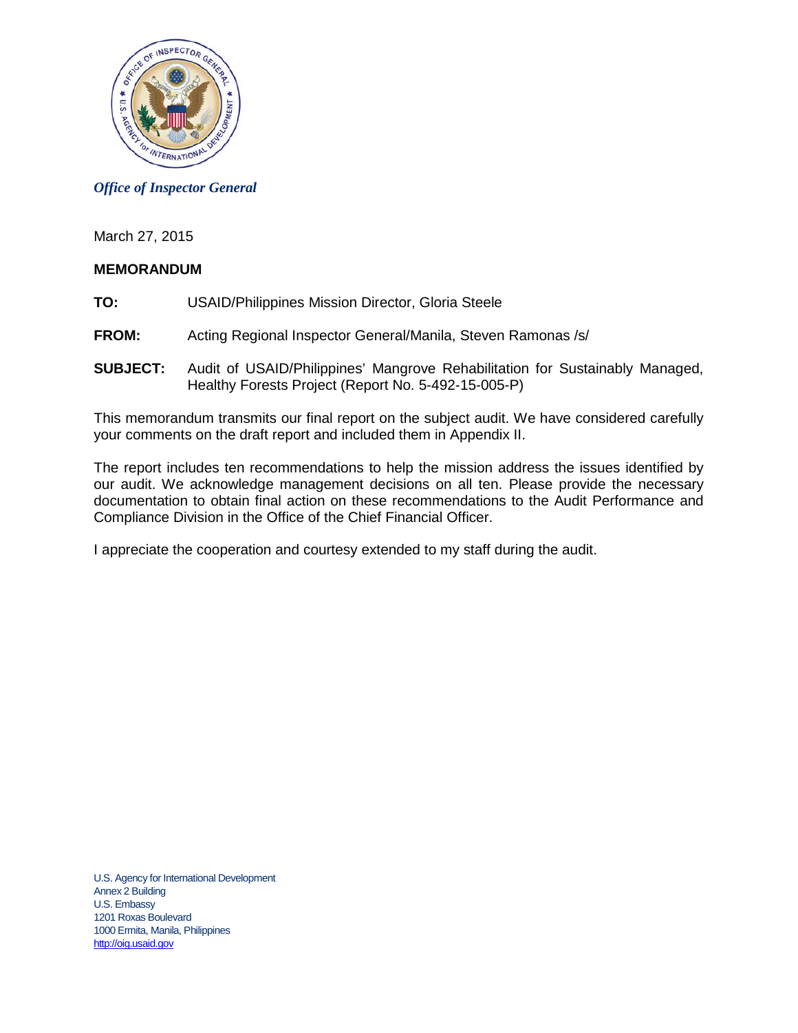*Office of Inspector General*

March 27, 2015

**MEMORANDUM**

**TO:** USAID/Philippines Mission Director, Gloria Steele

**FROM:** Acting Regional Inspector General/Manila, Steven Ramonas /s/

**SUBJECT:** Audit of USAID/Philippines' Mangrove Rehabilitation for Sustainably Managed, Healthy Forests Project (Report No. 5-492-15-005-P)

This memorandum transmits our final report on the subject audit. We have considered carefully your comments on the draft report and included them in Appendix II.

The report includes ten recommendations to help the mission address the issues identified by our audit. We acknowledge management decisions on all ten. Please provide the necessary documentation to obtain final action on these recommendations to the Audit Performance and Compliance Division in the Office of the Chief Financial Officer.

I appreciate the cooperation and courtesy extended to my staff during the audit.

U.S. Agency for International Development
Annex 2 Building
U.S. Embassy
1201 Roxas Boulevard
1000 Ermita, Manila, Philippines
http://oig.usaid.gov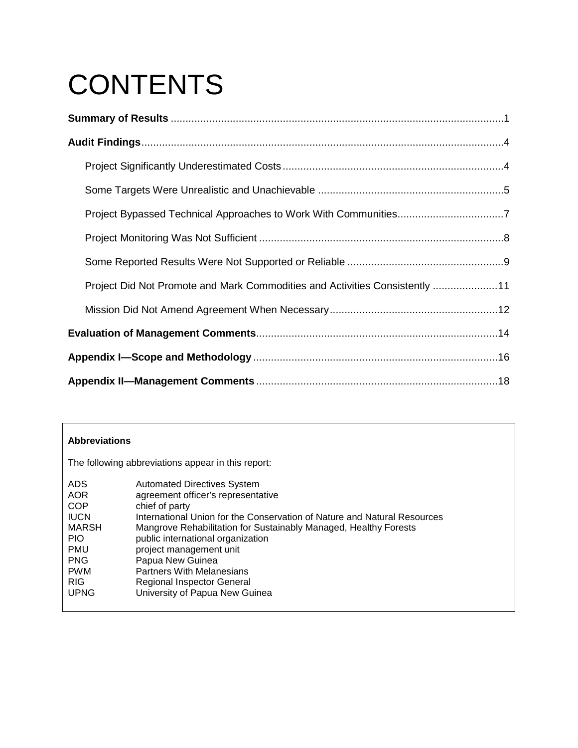# CONTENTS

**Summary of Results** ........................................................................................................... 1

**Audit Findings** ................................................................................................................. 4

- Project Significantly Underestimated Costs .......................................................................... 4
- Some Targets Were Unrealistic and Unachievable ................................................................ 5
- Project Bypassed Technical Approaches to Work With Communities ..................................... 7
- Project Monitoring Was Not Sufficient ................................................................................... 8
- Some Reported Results Were Not Supported or Reliable ...................................................... 9
- Project Did Not Promote and Mark Commodities and Activities Consistently ...................... 11
- Mission Did Not Amend Agreement When Necessary ......................................................... 12

**Evaluation of Management Comments** .............................................................................. 14

**Appendix I—Scope and Methodology** ................................................................................. 16

**Appendix II—Management Comments** ............................................................................... 18

**Abbreviations**

The following abbreviations appear in this report:

| | |
|---|---|
| ADS | Automated Directives System |
| AOR | agreement officer's representative |
| COP | chief of party |
| IUCN | International Union for the Conservation of Nature and Natural Resources |
| MARSH | Mangrove Rehabilitation for Sustainably Managed, Healthy Forests |
| PIO | public international organization |
| PMU | project management unit |
| PNG | Papua New Guinea |
| PWM | Partners With Melanesians |
| RIG | Regional Inspector General |
| UPNG | University of Papua New Guinea |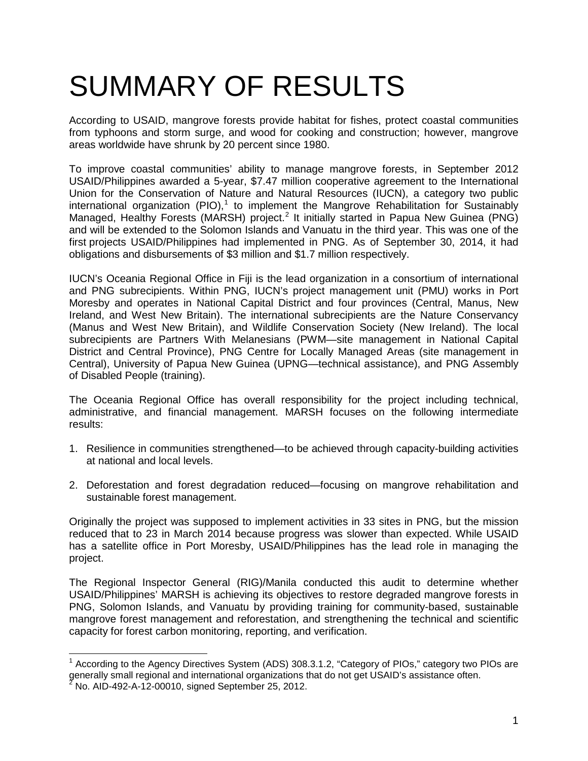# SUMMARY OF RESULTS

According to USAID, mangrove forests provide habitat for fishes, protect coastal communities from typhoons and storm surge, and wood for cooking and construction; however, mangrove areas worldwide have shrunk by 20 percent since 1980.

To improve coastal communities' ability to manage mangrove forests, in September 2012 USAID/Philippines awarded a 5-year, \$7.47 million cooperative agreement to the International Union for the Conservation of Nature and Natural Resources (IUCN), a category two public international organization (PIO),[1] to implement the Mangrove Rehabilitation for Sustainably Managed, Healthy Forests (MARSH) project.[2] It initially started in Papua New Guinea (PNG) and will be extended to the Solomon Islands and Vanuatu in the third year. This was one of the first projects USAID/Philippines had implemented in PNG. As of September 30, 2014, it had obligations and disbursements of \$3 million and \$1.7 million respectively.

IUCN's Oceania Regional Office in Fiji is the lead organization in a consortium of international and PNG subrecipients. Within PNG, IUCN's project management unit (PMU) works in Port Moresby and operates in National Capital District and four provinces (Central, Manus, New Ireland, and West New Britain). The international subrecipients are the Nature Conservancy (Manus and West New Britain), and Wildlife Conservation Society (New Ireland). The local subrecipients are Partners With Melanesians (PWM—site management in National Capital District and Central Province), PNG Centre for Locally Managed Areas (site management in Central), University of Papua New Guinea (UPNG—technical assistance), and PNG Assembly of Disabled People (training).

The Oceania Regional Office has overall responsibility for the project including technical, administrative, and financial management. MARSH focuses on the following intermediate results:

1. Resilience in communities strengthened—to be achieved through capacity-building activities at national and local levels.

2. Deforestation and forest degradation reduced—focusing on mangrove rehabilitation and sustainable forest management.

Originally the project was supposed to implement activities in 33 sites in PNG, but the mission reduced that to 23 in March 2014 because progress was slower than expected. While USAID has a satellite office in Port Moresby, USAID/Philippines has the lead role in managing the project.

The Regional Inspector General (RIG)/Manila conducted this audit to determine whether USAID/Philippines' MARSH is achieving its objectives to restore degraded mangrove forests in PNG, Solomon Islands, and Vanuatu by providing training for community-based, sustainable mangrove forest management and reforestation, and strengthening the technical and scientific capacity for forest carbon monitoring, reporting, and verification.

---

[1] According to the Agency Directives System (ADS) 308.3.1.2, "Category of PIOs," category two PIOs are generally small regional and international organizations that do not get USAID's assistance often.

[2] No. AID-492-A-12-00010, signed September 25, 2012.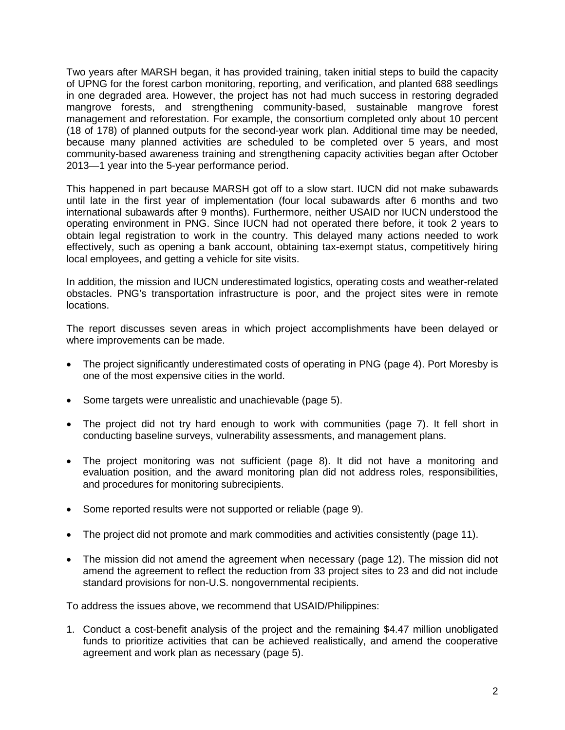Two years after MARSH began, it has provided training, taken initial steps to build the capacity of UPNG for the forest carbon monitoring, reporting, and verification, and planted 688 seedlings in one degraded area. However, the project has not had much success in restoring degraded mangrove forests, and strengthening community-based, sustainable mangrove forest management and reforestation. For example, the consortium completed only about 10 percent (18 of 178) of planned outputs for the second-year work plan. Additional time may be needed, because many planned activities are scheduled to be completed over 5 years, and most community-based awareness training and strengthening capacity activities began after October 2013—1 year into the 5-year performance period.

This happened in part because MARSH got off to a slow start. IUCN did not make subawards until late in the first year of implementation (four local subawards after 6 months and two international subawards after 9 months). Furthermore, neither USAID nor IUCN understood the operating environment in PNG. Since IUCN had not operated there before, it took 2 years to obtain legal registration to work in the country. This delayed many actions needed to work effectively, such as opening a bank account, obtaining tax-exempt status, competitively hiring local employees, and getting a vehicle for site visits.

In addition, the mission and IUCN underestimated logistics, operating costs and weather-related obstacles. PNG's transportation infrastructure is poor, and the project sites were in remote locations.

The report discusses seven areas in which project accomplishments have been delayed or where improvements can be made.

- The project significantly underestimated costs of operating in PNG (page 4). Port Moresby is one of the most expensive cities in the world.
- Some targets were unrealistic and unachievable (page 5).
- The project did not try hard enough to work with communities (page 7). It fell short in conducting baseline surveys, vulnerability assessments, and management plans.
- The project monitoring was not sufficient (page 8). It did not have a monitoring and evaluation position, and the award monitoring plan did not address roles, responsibilities, and procedures for monitoring subrecipients.
- Some reported results were not supported or reliable (page 9).
- The project did not promote and mark commodities and activities consistently (page 11).
- The mission did not amend the agreement when necessary (page 12). The mission did not amend the agreement to reflect the reduction from 33 project sites to 23 and did not include standard provisions for non-U.S. nongovernmental recipients.

To address the issues above, we recommend that USAID/Philippines:

1. Conduct a cost-benefit analysis of the project and the remaining $4.47 million unobligated funds to prioritize activities that can be achieved realistically, and amend the cooperative agreement and work plan as necessary (page 5).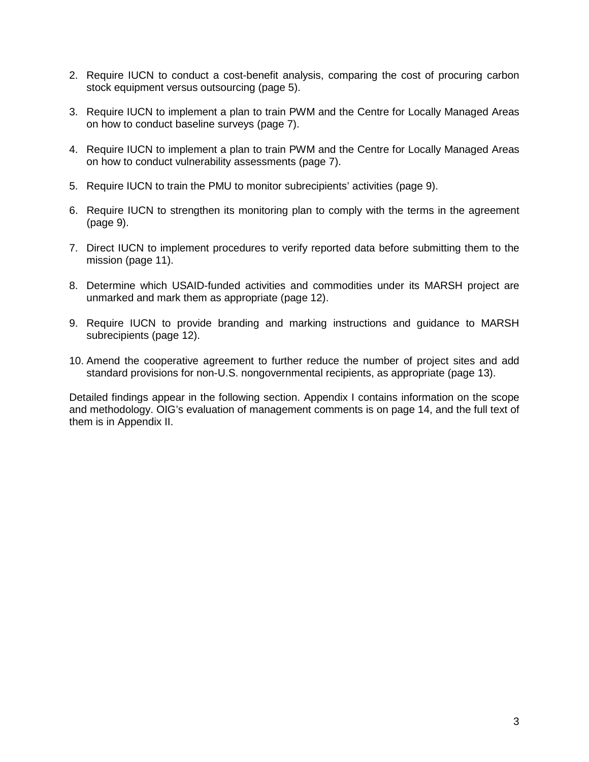2. Require IUCN to conduct a cost-benefit analysis, comparing the cost of procuring carbon stock equipment versus outsourcing (page 5).

3. Require IUCN to implement a plan to train PWM and the Centre for Locally Managed Areas on how to conduct baseline surveys (page 7).

4. Require IUCN to implement a plan to train PWM and the Centre for Locally Managed Areas on how to conduct vulnerability assessments (page 7).

5. Require IUCN to train the PMU to monitor subrecipients' activities (page 9).

6. Require IUCN to strengthen its monitoring plan to comply with the terms in the agreement (page 9).

7. Direct IUCN to implement procedures to verify reported data before submitting them to the mission (page 11).

8. Determine which USAID-funded activities and commodities under its MARSH project are unmarked and mark them as appropriate (page 12).

9. Require IUCN to provide branding and marking instructions and guidance to MARSH subrecipients (page 12).

10. Amend the cooperative agreement to further reduce the number of project sites and add standard provisions for non-U.S. nongovernmental recipients, as appropriate (page 13).

Detailed findings appear in the following section. Appendix I contains information on the scope and methodology. OIG's evaluation of management comments is on page 14, and the full text of them is in Appendix II.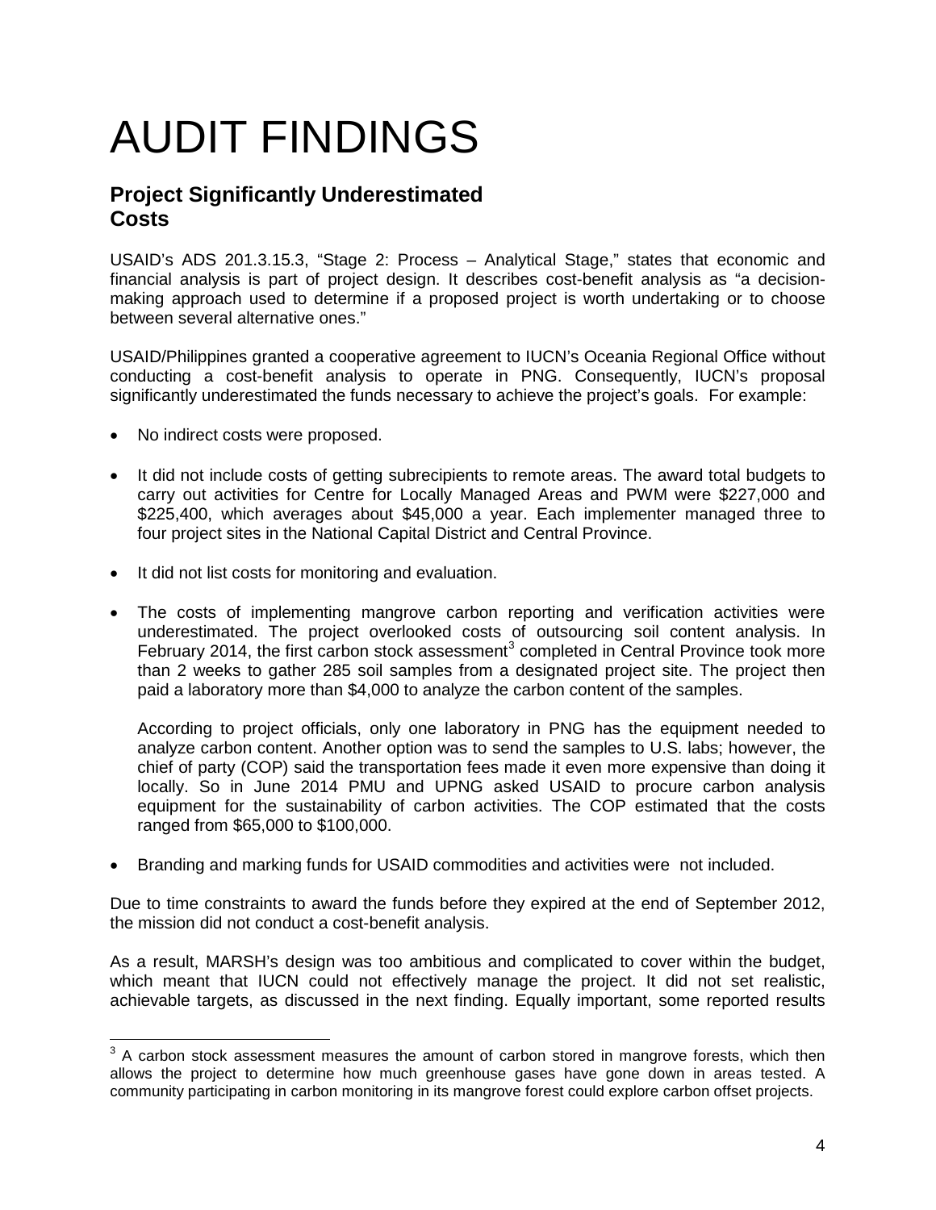# AUDIT FINDINGS

## Project Significantly Underestimated Costs

USAID's ADS 201.3.15.3, "Stage 2: Process – Analytical Stage," states that economic and financial analysis is part of project design. It describes cost-benefit analysis as "a decision-making approach used to determine if a proposed project is worth undertaking or to choose between several alternative ones."

USAID/Philippines granted a cooperative agreement to IUCN's Oceania Regional Office without conducting a cost-benefit analysis to operate in PNG. Consequently, IUCN's proposal significantly underestimated the funds necessary to achieve the project's goals. For example:

- No indirect costs were proposed.
- It did not include costs of getting subrecipients to remote areas. The award total budgets to carry out activities for Centre for Locally Managed Areas and PWM were $227,000 and $225,400, which averages about $45,000 a year. Each implementer managed three to four project sites in the National Capital District and Central Province.
- It did not list costs for monitoring and evaluation.
- The costs of implementing mangrove carbon reporting and verification activities were underestimated. The project overlooked costs of outsourcing soil content analysis. In February 2014, the first carbon stock assessment[3] completed in Central Province took more than 2 weeks to gather 285 soil samples from a designated project site. The project then paid a laboratory more than $4,000 to analyze the carbon content of the samples.

  According to project officials, only one laboratory in PNG has the equipment needed to analyze carbon content. Another option was to send the samples to U.S. labs; however, the chief of party (COP) said the transportation fees made it even more expensive than doing it locally. So in June 2014 PMU and UPNG asked USAID to procure carbon analysis equipment for the sustainability of carbon activities. The COP estimated that the costs ranged from $65,000 to $100,000.
- Branding and marking funds for USAID commodities and activities were not included.

Due to time constraints to award the funds before they expired at the end of September 2012, the mission did not conduct a cost-benefit analysis.

As a result, MARSH's design was too ambitious and complicated to cover within the budget, which meant that IUCN could not effectively manage the project. It did not set realistic, achievable targets, as discussed in the next finding. Equally important, some reported results

[3] A carbon stock assessment measures the amount of carbon stored in mangrove forests, which then allows the project to determine how much greenhouse gases have gone down in areas tested. A community participating in carbon monitoring in its mangrove forest could explore carbon offset projects.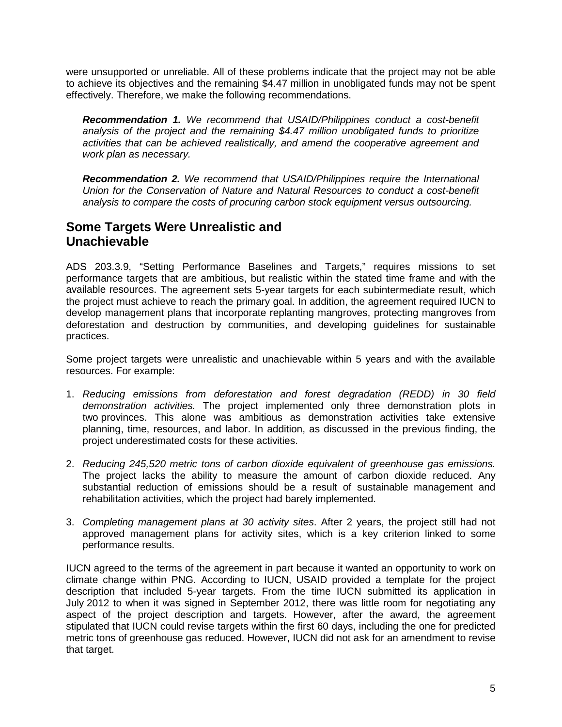were unsupported or unreliable. All of these problems indicate that the project may not be able to achieve its objectives and the remaining $4.47 million in unobligated funds may not be spent effectively. Therefore, we make the following recommendations.

> ***Recommendation 1.*** *We recommend that USAID/Philippines conduct a cost-benefit analysis of the project and the remaining $4.47 million unobligated funds to prioritize activities that can be achieved realistically, and amend the cooperative agreement and work plan as necessary.*

> ***Recommendation 2.*** *We recommend that USAID/Philippines require the International Union for the Conservation of Nature and Natural Resources to conduct a cost-benefit analysis to compare the costs of procuring carbon stock equipment versus outsourcing.*

## Some Targets Were Unrealistic and Unachievable

ADS 203.3.9, "Setting Performance Baselines and Targets," requires missions to set performance targets that are ambitious, but realistic within the stated time frame and with the available resources. The agreement sets 5-year targets for each subintermediate result, which the project must achieve to reach the primary goal. In addition, the agreement required IUCN to develop management plans that incorporate replanting mangroves, protecting mangroves from deforestation and destruction by communities, and developing guidelines for sustainable practices.

Some project targets were unrealistic and unachievable within 5 years and with the available resources. For example:

1. *Reducing emissions from deforestation and forest degradation (REDD) in 30 field demonstration activities.* The project implemented only three demonstration plots in two provinces. This alone was ambitious as demonstration activities take extensive planning, time, resources, and labor. In addition, as discussed in the previous finding, the project underestimated costs for these activities.

2. *Reducing 245,520 metric tons of carbon dioxide equivalent of greenhouse gas emissions.* The project lacks the ability to measure the amount of carbon dioxide reduced. Any substantial reduction of emissions should be a result of sustainable management and rehabilitation activities, which the project had barely implemented.

3. *Completing management plans at 30 activity sites*. After 2 years, the project still had not approved management plans for activity sites, which is a key criterion linked to some performance results.

IUCN agreed to the terms of the agreement in part because it wanted an opportunity to work on climate change within PNG. According to IUCN, USAID provided a template for the project description that included 5-year targets. From the time IUCN submitted its application in July 2012 to when it was signed in September 2012, there was little room for negotiating any aspect of the project description and targets. However, after the award, the agreement stipulated that IUCN could revise targets within the first 60 days, including the one for predicted metric tons of greenhouse gas reduced. However, IUCN did not ask for an amendment to revise that target.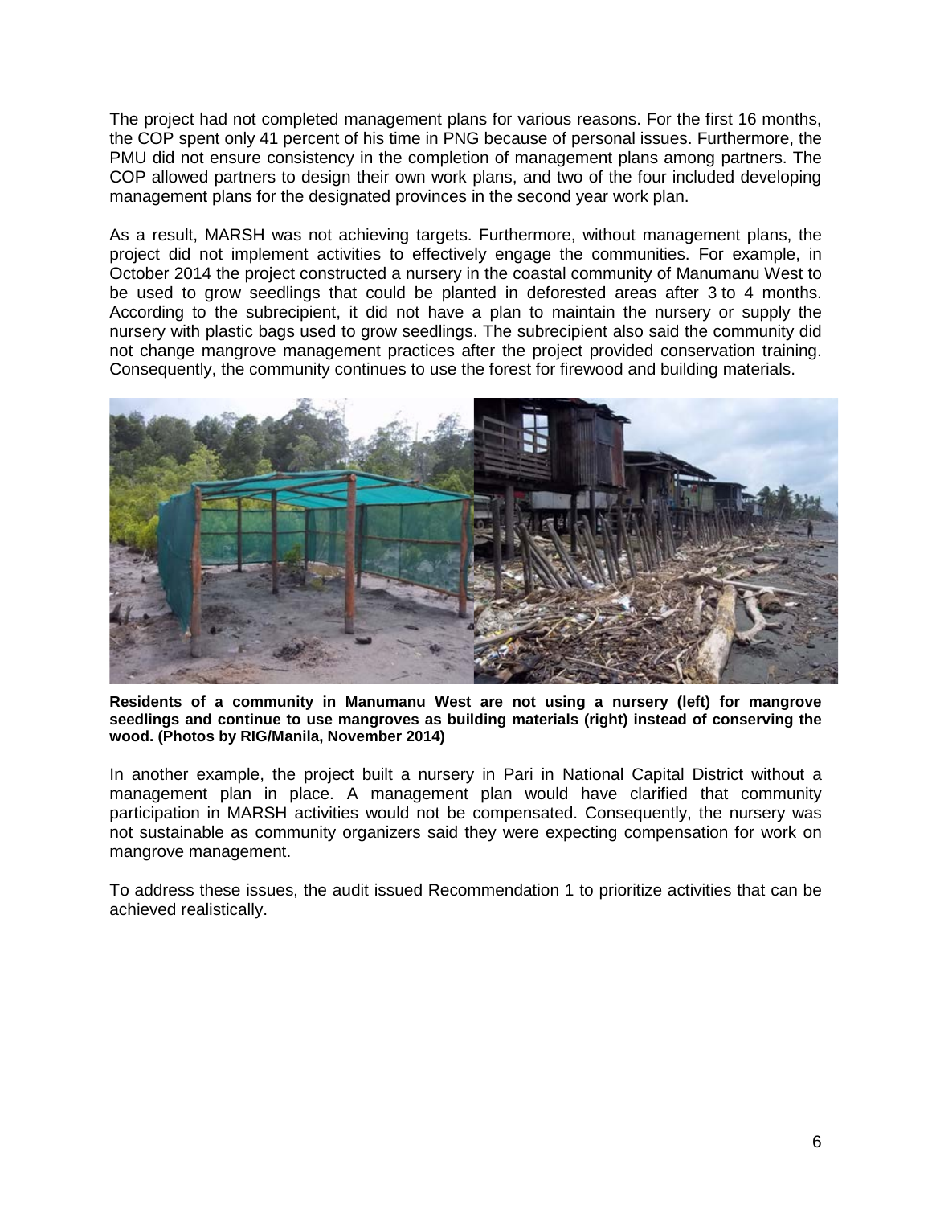The project had not completed management plans for various reasons. For the first 16 months, the COP spent only 41 percent of his time in PNG because of personal issues. Furthermore, the PMU did not ensure consistency in the completion of management plans among partners. The COP allowed partners to design their own work plans, and two of the four included developing management plans for the designated provinces in the second year work plan.

As a result, MARSH was not achieving targets. Furthermore, without management plans, the project did not implement activities to effectively engage the communities. For example, in October 2014 the project constructed a nursery in the coastal community of Manumanu West to be used to grow seedlings that could be planted in deforested areas after 3 to 4 months. According to the subrecipient, it did not have a plan to maintain the nursery or supply the nursery with plastic bags used to grow seedlings. The subrecipient also said the community did not change mangrove management practices after the project provided conservation training. Consequently, the community continues to use the forest for firewood and building materials.

**Residents of a community in Manumanu West are not using a nursery (left) for mangrove seedlings and continue to use mangroves as building materials (right) instead of conserving the wood. (Photos by RIG/Manila, November 2014)**

In another example, the project built a nursery in Pari in National Capital District without a management plan in place. A management plan would have clarified that community participation in MARSH activities would not be compensated. Consequently, the nursery was not sustainable as community organizers said they were expecting compensation for work on mangrove management.

To address these issues, the audit issued Recommendation 1 to prioritize activities that can be achieved realistically.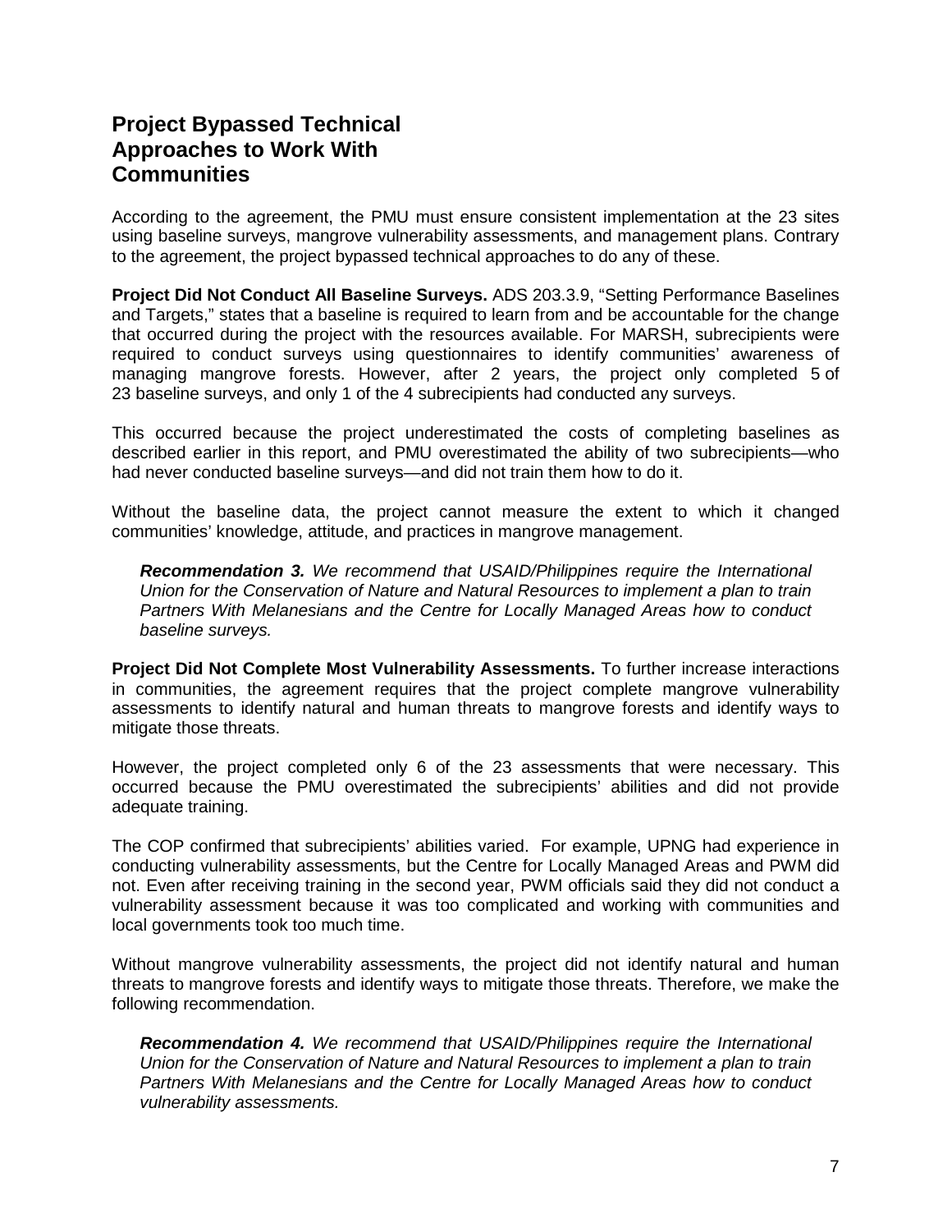## Project Bypassed Technical Approaches to Work With Communities

According to the agreement, the PMU must ensure consistent implementation at the 23 sites using baseline surveys, mangrove vulnerability assessments, and management plans. Contrary to the agreement, the project bypassed technical approaches to do any of these.

**Project Did Not Conduct All Baseline Surveys.** ADS 203.3.9, "Setting Performance Baselines and Targets," states that a baseline is required to learn from and be accountable for the change that occurred during the project with the resources available. For MARSH, subrecipients were required to conduct surveys using questionnaires to identify communities' awareness of managing mangrove forests. However, after 2 years, the project only completed 5 of 23 baseline surveys, and only 1 of the 4 subrecipients had conducted any surveys.

This occurred because the project underestimated the costs of completing baselines as described earlier in this report, and PMU overestimated the ability of two subrecipients—who had never conducted baseline surveys—and did not train them how to do it.

Without the baseline data, the project cannot measure the extent to which it changed communities' knowledge, attitude, and practices in mangrove management.

> ***Recommendation 3.*** *We recommend that USAID/Philippines require the International Union for the Conservation of Nature and Natural Resources to implement a plan to train Partners With Melanesians and the Centre for Locally Managed Areas how to conduct baseline surveys.*

**Project Did Not Complete Most Vulnerability Assessments.** To further increase interactions in communities, the agreement requires that the project complete mangrove vulnerability assessments to identify natural and human threats to mangrove forests and identify ways to mitigate those threats.

However, the project completed only 6 of the 23 assessments that were necessary. This occurred because the PMU overestimated the subrecipients' abilities and did not provide adequate training.

The COP confirmed that subrecipients' abilities varied. For example, UPNG had experience in conducting vulnerability assessments, but the Centre for Locally Managed Areas and PWM did not. Even after receiving training in the second year, PWM officials said they did not conduct a vulnerability assessment because it was too complicated and working with communities and local governments took too much time.

Without mangrove vulnerability assessments, the project did not identify natural and human threats to mangrove forests and identify ways to mitigate those threats. Therefore, we make the following recommendation.

> ***Recommendation 4.*** *We recommend that USAID/Philippines require the International Union for the Conservation of Nature and Natural Resources to implement a plan to train Partners With Melanesians and the Centre for Locally Managed Areas how to conduct vulnerability assessments.*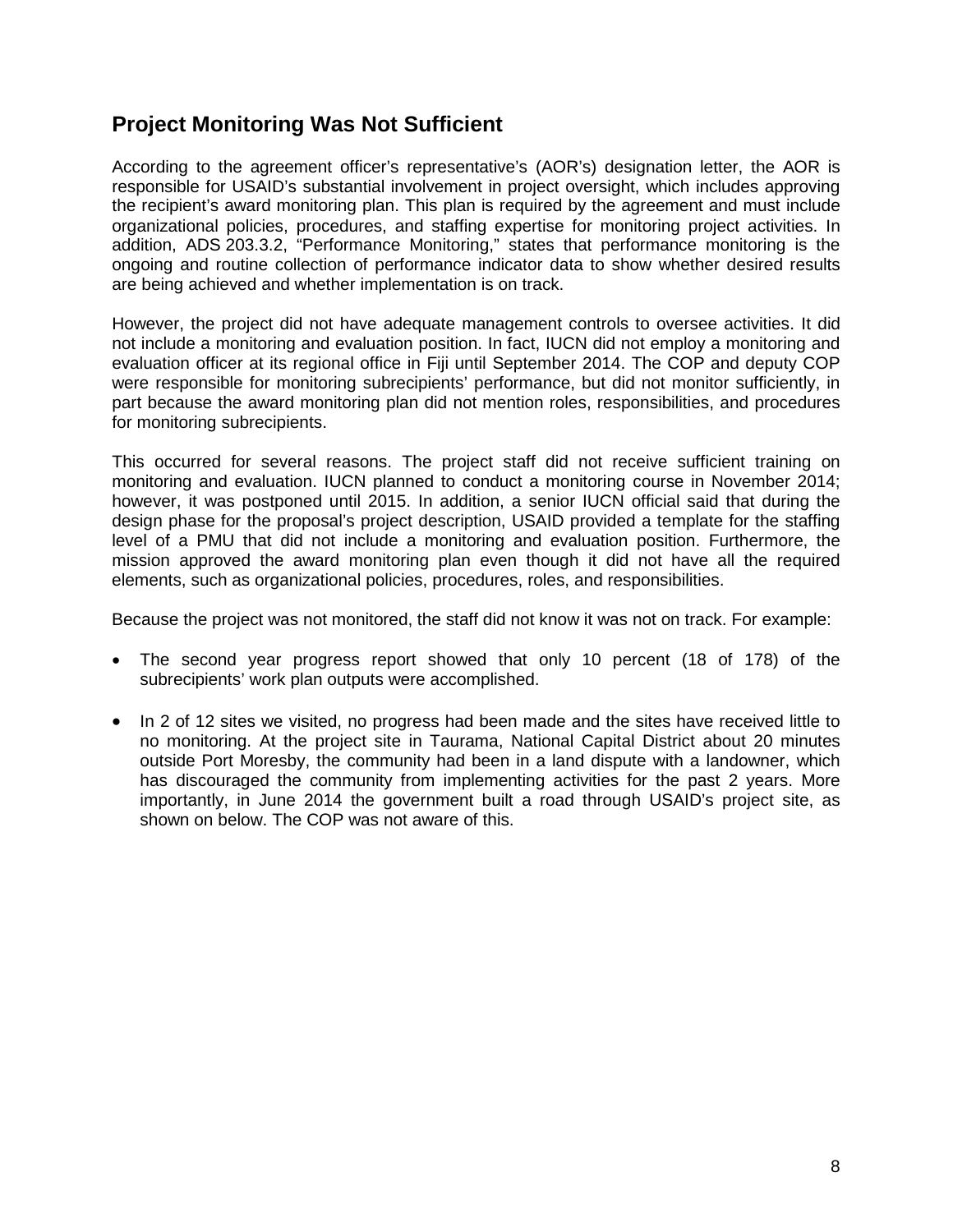## Project Monitoring Was Not Sufficient

According to the agreement officer's representative's (AOR's) designation letter, the AOR is responsible for USAID's substantial involvement in project oversight, which includes approving the recipient's award monitoring plan. This plan is required by the agreement and must include organizational policies, procedures, and staffing expertise for monitoring project activities. In addition, ADS 203.3.2, "Performance Monitoring," states that performance monitoring is the ongoing and routine collection of performance indicator data to show whether desired results are being achieved and whether implementation is on track.

However, the project did not have adequate management controls to oversee activities. It did not include a monitoring and evaluation position. In fact, IUCN did not employ a monitoring and evaluation officer at its regional office in Fiji until September 2014. The COP and deputy COP were responsible for monitoring subrecipients' performance, but did not monitor sufficiently, in part because the award monitoring plan did not mention roles, responsibilities, and procedures for monitoring subrecipients.

This occurred for several reasons. The project staff did not receive sufficient training on monitoring and evaluation. IUCN planned to conduct a monitoring course in November 2014; however, it was postponed until 2015. In addition, a senior IUCN official said that during the design phase for the proposal's project description, USAID provided a template for the staffing level of a PMU that did not include a monitoring and evaluation position. Furthermore, the mission approved the award monitoring plan even though it did not have all the required elements, such as organizational policies, procedures, roles, and responsibilities.

Because the project was not monitored, the staff did not know it was not on track. For example:

- The second year progress report showed that only 10 percent (18 of 178) of the subrecipients' work plan outputs were accomplished.
- In 2 of 12 sites we visited, no progress had been made and the sites have received little to no monitoring. At the project site in Taurama, National Capital District about 20 minutes outside Port Moresby, the community had been in a land dispute with a landowner, which has discouraged the community from implementing activities for the past 2 years. More importantly, in June 2014 the government built a road through USAID's project site, as shown on below. The COP was not aware of this.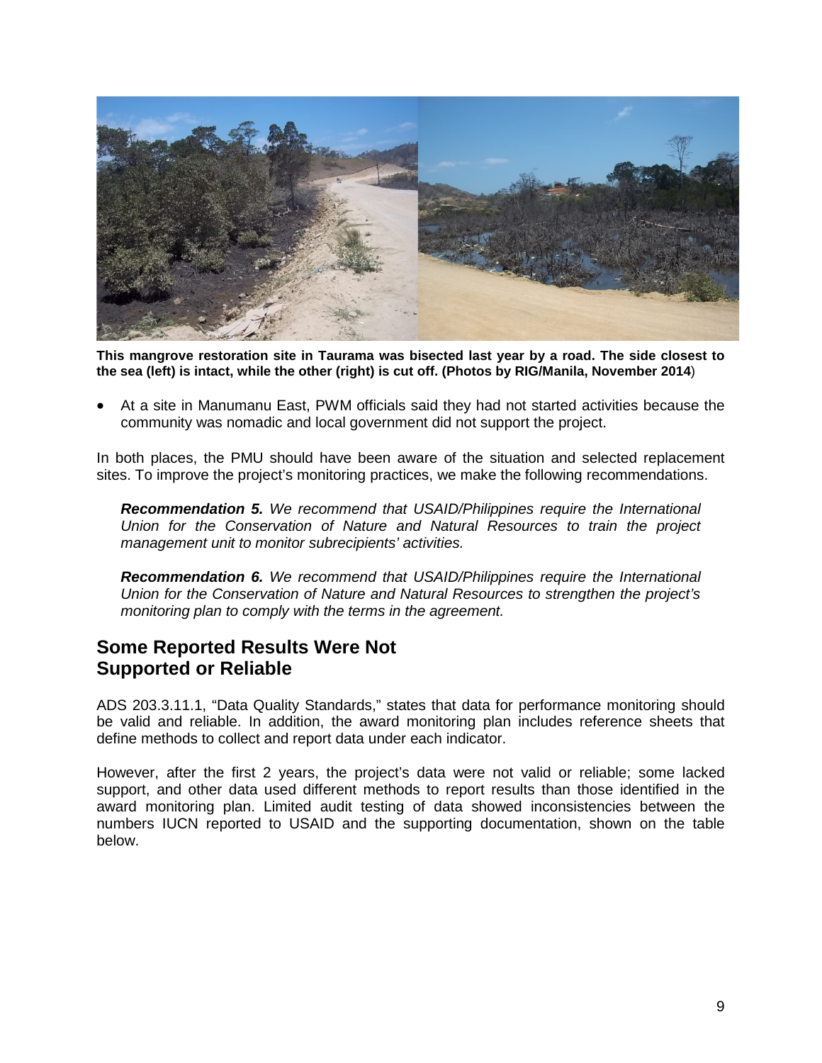**This mangrove restoration site in Taurama was bisected last year by a road. The side closest to the sea (left) is intact, while the other (right) is cut off. (Photos by RIG/Manila, November 2014**)

- At a site in Manumanu East, PWM officials said they had not started activities because the community was nomadic and local government did not support the project.

In both places, the PMU should have been aware of the situation and selected replacement sites. To improve the project's monitoring practices, we make the following recommendations.

> ***Recommendation 5.*** *We recommend that USAID/Philippines require the International Union for the Conservation of Nature and Natural Resources to train the project management unit to monitor subrecipients' activities.*

> ***Recommendation 6.*** *We recommend that USAID/Philippines require the International Union for the Conservation of Nature and Natural Resources to strengthen the project's monitoring plan to comply with the terms in the agreement.*

## Some Reported Results Were Not Supported or Reliable

ADS 203.3.11.1, "Data Quality Standards," states that data for performance monitoring should be valid and reliable. In addition, the award monitoring plan includes reference sheets that define methods to collect and report data under each indicator.

However, after the first 2 years, the project's data were not valid or reliable; some lacked support, and other data used different methods to report results than those identified in the award monitoring plan. Limited audit testing of data showed inconsistencies between the numbers IUCN reported to USAID and the supporting documentation, shown on the table below.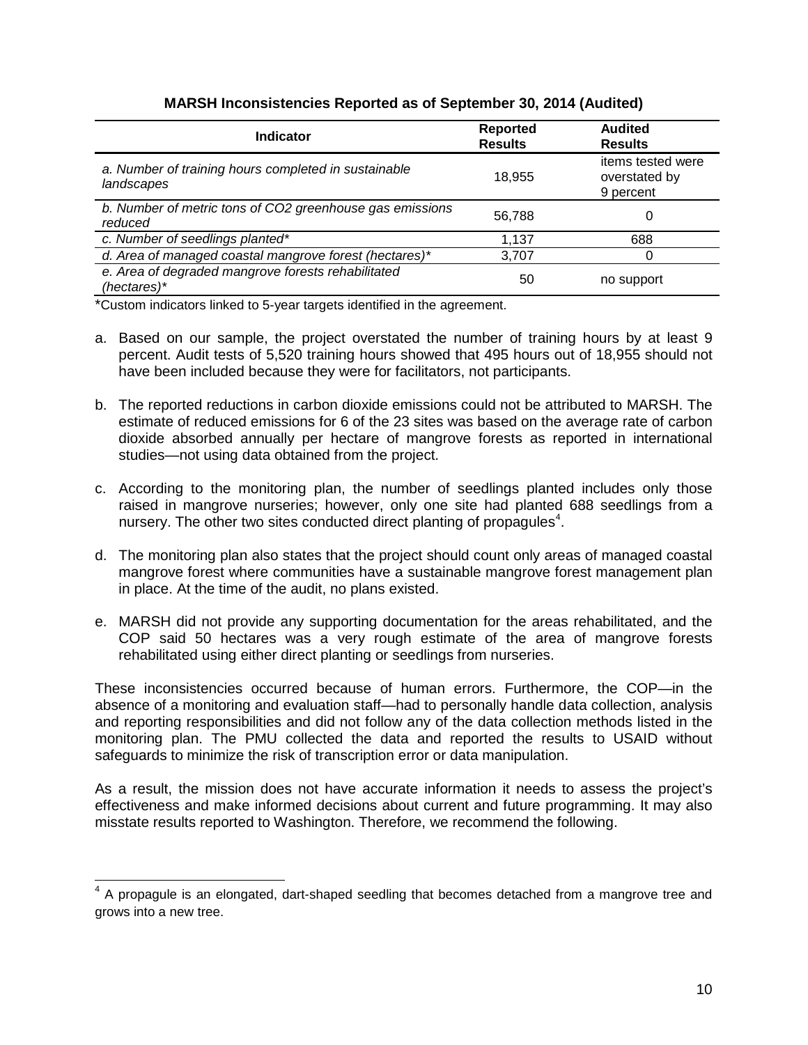**MARSH Inconsistencies Reported as of September 30, 2014 (Audited)**

| Indicator | Reported Results | Audited Results |
|---|---|---|
| *a. Number of training hours completed in sustainable landscapes* | 18,955 | items tested were overstated by 9 percent |
| *b. Number of metric tons of CO2 greenhouse gas emissions reduced* | 56,788 | 0 |
| *c. Number of seedlings planted\** | 1,137 | 688 |
| *d. Area of managed coastal mangrove forest (hectares)\** | 3,707 | 0 |
| *e. Area of degraded mangrove forests rehabilitated (hectares)\** | 50 | no support |

\*Custom indicators linked to 5-year targets identified in the agreement.

a. Based on our sample, the project overstated the number of training hours by at least 9 percent. Audit tests of 5,520 training hours showed that 495 hours out of 18,955 should not have been included because they were for facilitators, not participants.

b. The reported reductions in carbon dioxide emissions could not be attributed to MARSH. The estimate of reduced emissions for 6 of the 23 sites was based on the average rate of carbon dioxide absorbed annually per hectare of mangrove forests as reported in international studies—not using data obtained from the project.

c. According to the monitoring plan, the number of seedlings planted includes only those raised in mangrove nurseries; however, only one site had planted 688 seedlings from a nursery. The other two sites conducted direct planting of propagules[4].

d. The monitoring plan also states that the project should count only areas of managed coastal mangrove forest where communities have a sustainable mangrove forest management plan in place. At the time of the audit, no plans existed.

e. MARSH did not provide any supporting documentation for the areas rehabilitated, and the COP said 50 hectares was a very rough estimate of the area of mangrove forests rehabilitated using either direct planting or seedlings from nurseries.

These inconsistencies occurred because of human errors. Furthermore, the COP—in the absence of a monitoring and evaluation staff—had to personally handle data collection, analysis and reporting responsibilities and did not follow any of the data collection methods listed in the monitoring plan. The PMU collected the data and reported the results to USAID without safeguards to minimize the risk of transcription error or data manipulation.

As a result, the mission does not have accurate information it needs to assess the project's effectiveness and make informed decisions about current and future programming. It may also misstate results reported to Washington. Therefore, we recommend the following.

[4] A propagule is an elongated, dart-shaped seedling that becomes detached from a mangrove tree and grows into a new tree.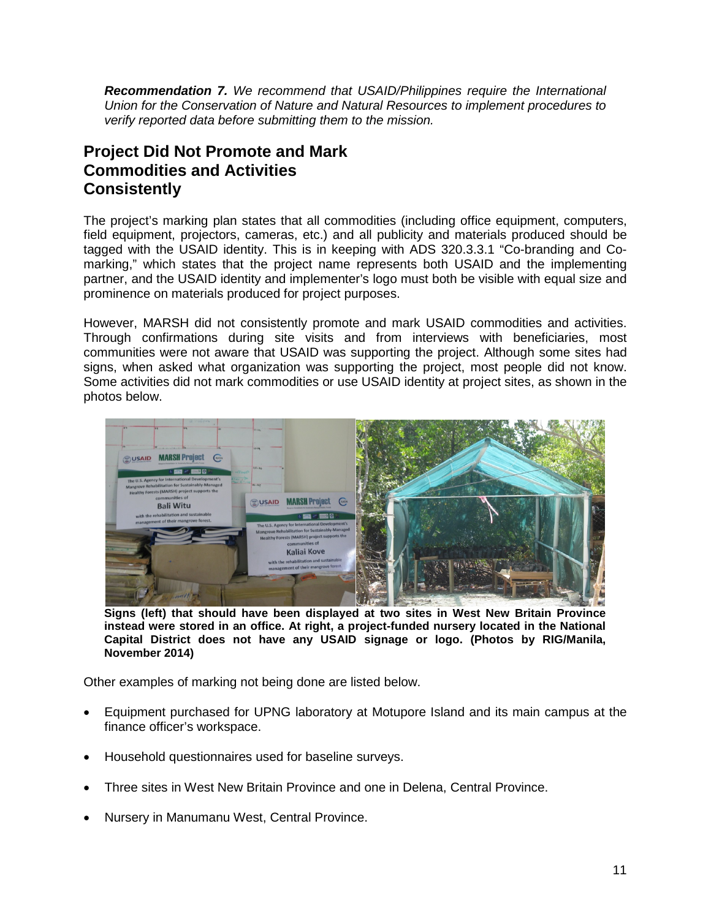*__Recommendation 7.__ We recommend that USAID/Philippines require the International Union for the Conservation of Nature and Natural Resources to implement procedures to verify reported data before submitting them to the mission.*

## Project Did Not Promote and Mark Commodities and Activities Consistently

The project's marking plan states that all commodities (including office equipment, computers, field equipment, projectors, cameras, etc.) and all publicity and materials produced should be tagged with the USAID identity. This is in keeping with ADS 320.3.3.1 "Co-branding and Co-marking," which states that the project name represents both USAID and the implementing partner, and the USAID identity and implementer's logo must both be visible with equal size and prominence on materials produced for project purposes.

However, MARSH did not consistently promote and mark USAID commodities and activities. Through confirmations during site visits and from interviews with beneficiaries, most communities were not aware that USAID was supporting the project. Although some sites had signs, when asked what organization was supporting the project, most people did not know. Some activities did not mark commodities or use USAID identity at project sites, as shown in the photos below.

**Signs (left) that should have been displayed at two sites in West New Britain Province instead were stored in an office. At right, a project-funded nursery located in the National Capital District does not have any USAID signage or logo. (Photos by RIG/Manila, November 2014)**

Other examples of marking not being done are listed below.

- Equipment purchased for UPNG laboratory at Motupore Island and its main campus at the finance officer's workspace.
- Household questionnaires used for baseline surveys.
- Three sites in West New Britain Province and one in Delena, Central Province.
- Nursery in Manumanu West, Central Province.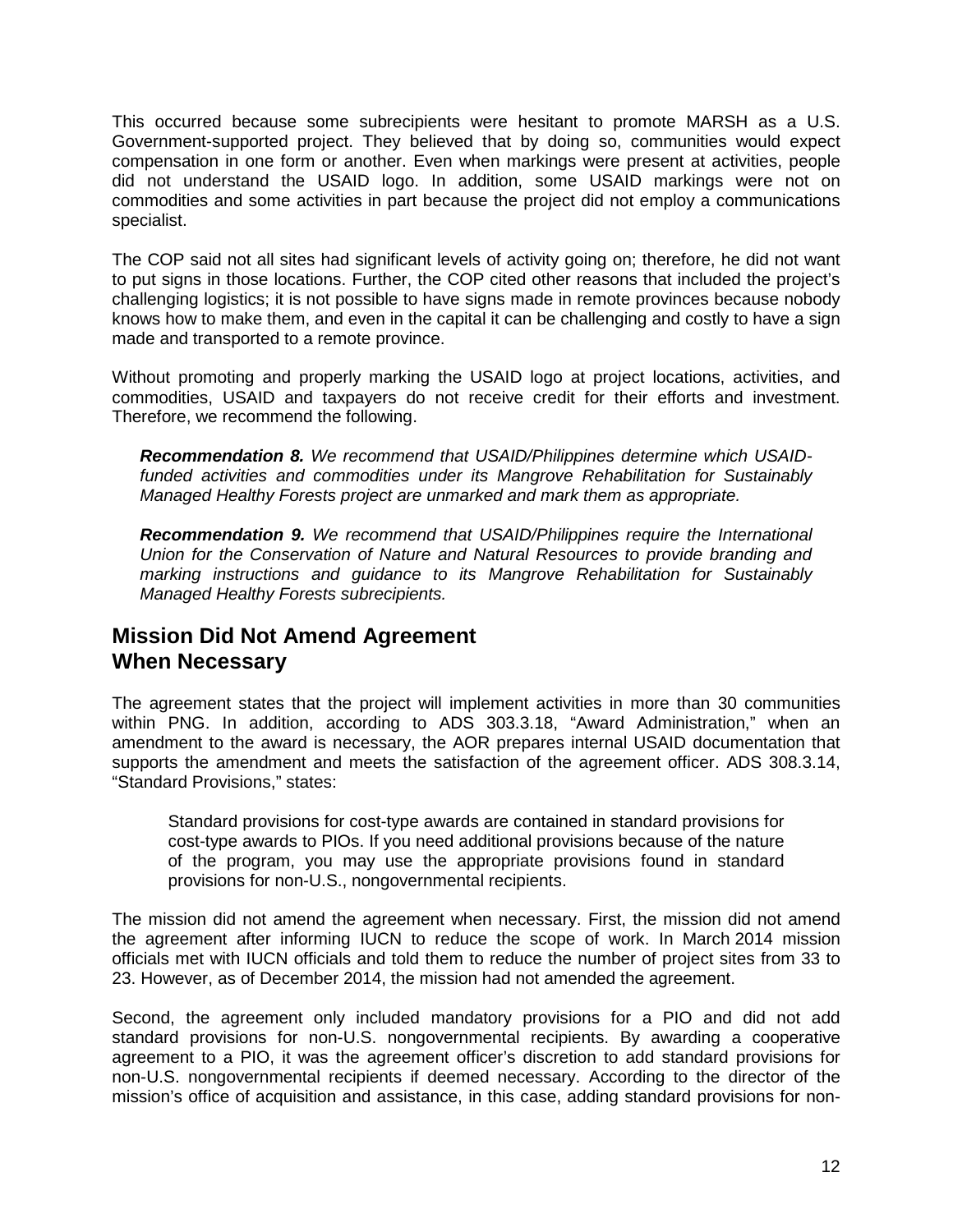This occurred because some subrecipients were hesitant to promote MARSH as a U.S. Government-supported project. They believed that by doing so, communities would expect compensation in one form or another. Even when markings were present at activities, people did not understand the USAID logo. In addition, some USAID markings were not on commodities and some activities in part because the project did not employ a communications specialist.

The COP said not all sites had significant levels of activity going on; therefore, he did not want to put signs in those locations. Further, the COP cited other reasons that included the project's challenging logistics; it is not possible to have signs made in remote provinces because nobody knows how to make them, and even in the capital it can be challenging and costly to have a sign made and transported to a remote province.

Without promoting and properly marking the USAID logo at project locations, activities, and commodities, USAID and taxpayers do not receive credit for their efforts and investment. Therefore, we recommend the following.

> ***Recommendation 8.*** *We recommend that USAID/Philippines determine which USAID-funded activities and commodities under its Mangrove Rehabilitation for Sustainably Managed Healthy Forests project are unmarked and mark them as appropriate.*
>
> ***Recommendation 9.*** *We recommend that USAID/Philippines require the International Union for the Conservation of Nature and Natural Resources to provide branding and marking instructions and guidance to its Mangrove Rehabilitation for Sustainably Managed Healthy Forests subrecipients.*

## Mission Did Not Amend Agreement When Necessary

The agreement states that the project will implement activities in more than 30 communities within PNG. In addition, according to ADS 303.3.18, "Award Administration," when an amendment to the award is necessary, the AOR prepares internal USAID documentation that supports the amendment and meets the satisfaction of the agreement officer. ADS 308.3.14, "Standard Provisions," states:

> Standard provisions for cost-type awards are contained in standard provisions for cost-type awards to PIOs. If you need additional provisions because of the nature of the program, you may use the appropriate provisions found in standard provisions for non-U.S., nongovernmental recipients.

The mission did not amend the agreement when necessary. First, the mission did not amend the agreement after informing IUCN to reduce the scope of work. In March 2014 mission officials met with IUCN officials and told them to reduce the number of project sites from 33 to 23. However, as of December 2014, the mission had not amended the agreement.

Second, the agreement only included mandatory provisions for a PIO and did not add standard provisions for non-U.S. nongovernmental recipients. By awarding a cooperative agreement to a PIO, it was the agreement officer's discretion to add standard provisions for non-U.S. nongovernmental recipients if deemed necessary. According to the director of the mission's office of acquisition and assistance, in this case, adding standard provisions for non-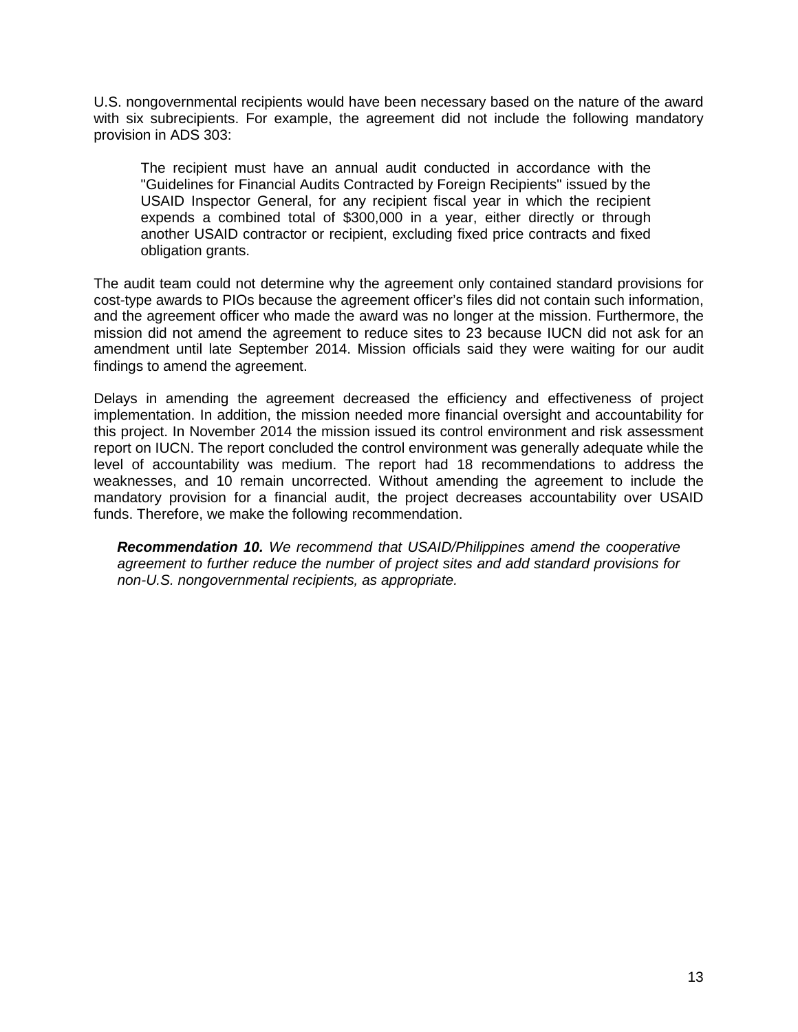U.S. nongovernmental recipients would have been necessary based on the nature of the award with six subrecipients. For example, the agreement did not include the following mandatory provision in ADS 303:

> The recipient must have an annual audit conducted in accordance with the "Guidelines for Financial Audits Contracted by Foreign Recipients" issued by the USAID Inspector General, for any recipient fiscal year in which the recipient expends a combined total of $300,000 in a year, either directly or through another USAID contractor or recipient, excluding fixed price contracts and fixed obligation grants.

The audit team could not determine why the agreement only contained standard provisions for cost-type awards to PIOs because the agreement officer's files did not contain such information, and the agreement officer who made the award was no longer at the mission. Furthermore, the mission did not amend the agreement to reduce sites to 23 because IUCN did not ask for an amendment until late September 2014. Mission officials said they were waiting for our audit findings to amend the agreement.

Delays in amending the agreement decreased the efficiency and effectiveness of project implementation. In addition, the mission needed more financial oversight and accountability for this project. In November 2014 the mission issued its control environment and risk assessment report on IUCN. The report concluded the control environment was generally adequate while the level of accountability was medium. The report had 18 recommendations to address the weaknesses, and 10 remain uncorrected. Without amending the agreement to include the mandatory provision for a financial audit, the project decreases accountability over USAID funds. Therefore, we make the following recommendation.

***Recommendation 10.*** *We recommend that USAID/Philippines amend the cooperative agreement to further reduce the number of project sites and add standard provisions for non-U.S. nongovernmental recipients, as appropriate.*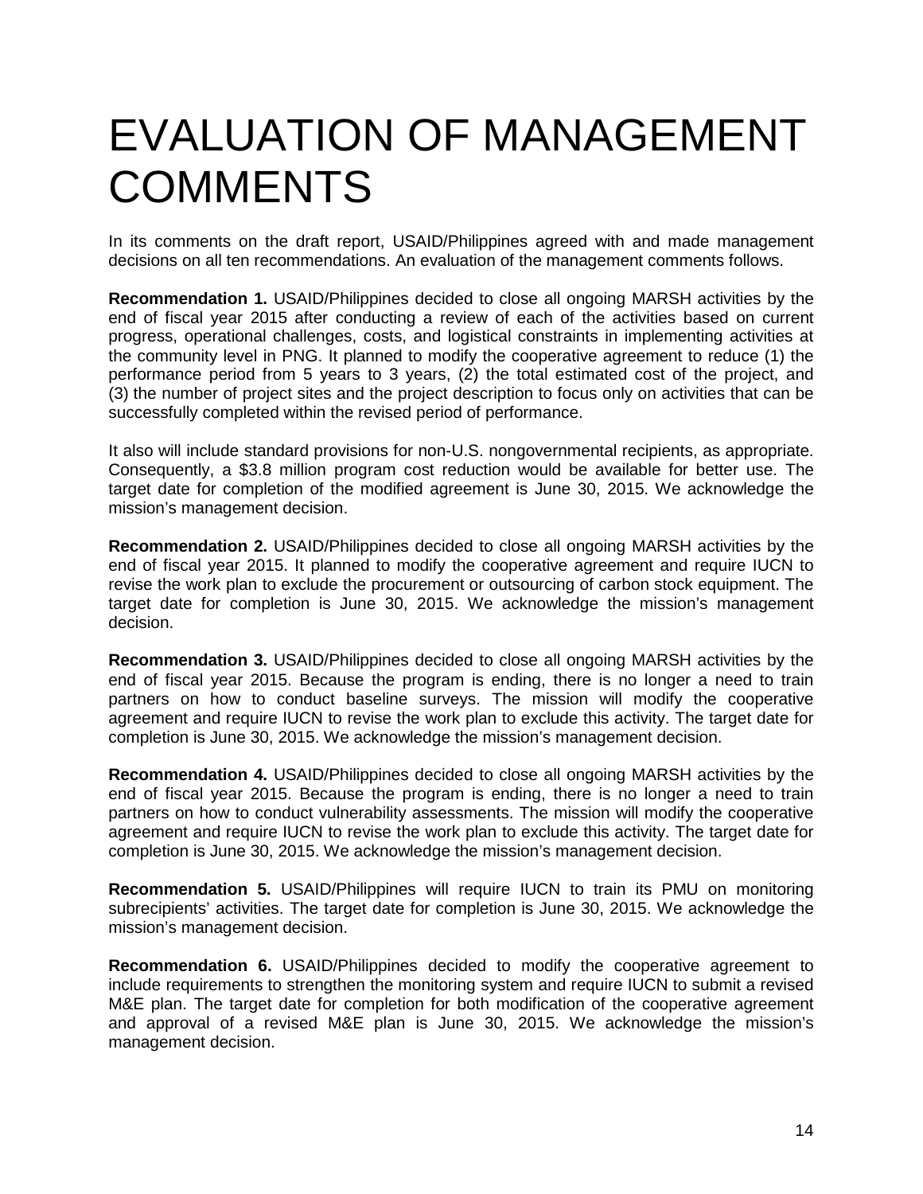# EVALUATION OF MANAGEMENT COMMENTS

In its comments on the draft report, USAID/Philippines agreed with and made management decisions on all ten recommendations. An evaluation of the management comments follows.

**Recommendation 1.** USAID/Philippines decided to close all ongoing MARSH activities by the end of fiscal year 2015 after conducting a review of each of the activities based on current progress, operational challenges, costs, and logistical constraints in implementing activities at the community level in PNG. It planned to modify the cooperative agreement to reduce (1) the performance period from 5 years to 3 years, (2) the total estimated cost of the project, and (3) the number of project sites and the project description to focus only on activities that can be successfully completed within the revised period of performance.

It also will include standard provisions for non-U.S. nongovernmental recipients, as appropriate. Consequently, a $3.8 million program cost reduction would be available for better use. The target date for completion of the modified agreement is June 30, 2015. We acknowledge the mission's management decision.

**Recommendation 2.** USAID/Philippines decided to close all ongoing MARSH activities by the end of fiscal year 2015. It planned to modify the cooperative agreement and require IUCN to revise the work plan to exclude the procurement or outsourcing of carbon stock equipment. The target date for completion is June 30, 2015. We acknowledge the mission's management decision.

**Recommendation 3.** USAID/Philippines decided to close all ongoing MARSH activities by the end of fiscal year 2015. Because the program is ending, there is no longer a need to train partners on how to conduct baseline surveys. The mission will modify the cooperative agreement and require IUCN to revise the work plan to exclude this activity. The target date for completion is June 30, 2015. We acknowledge the mission's management decision.

**Recommendation 4.** USAID/Philippines decided to close all ongoing MARSH activities by the end of fiscal year 2015. Because the program is ending, there is no longer a need to train partners on how to conduct vulnerability assessments. The mission will modify the cooperative agreement and require IUCN to revise the work plan to exclude this activity. The target date for completion is June 30, 2015. We acknowledge the mission's management decision.

**Recommendation 5.** USAID/Philippines will require IUCN to train its PMU on monitoring subrecipients' activities. The target date for completion is June 30, 2015. We acknowledge the mission's management decision.

**Recommendation 6.** USAID/Philippines decided to modify the cooperative agreement to include requirements to strengthen the monitoring system and require IUCN to submit a revised M&E plan. The target date for completion for both modification of the cooperative agreement and approval of a revised M&E plan is June 30, 2015. We acknowledge the mission's management decision.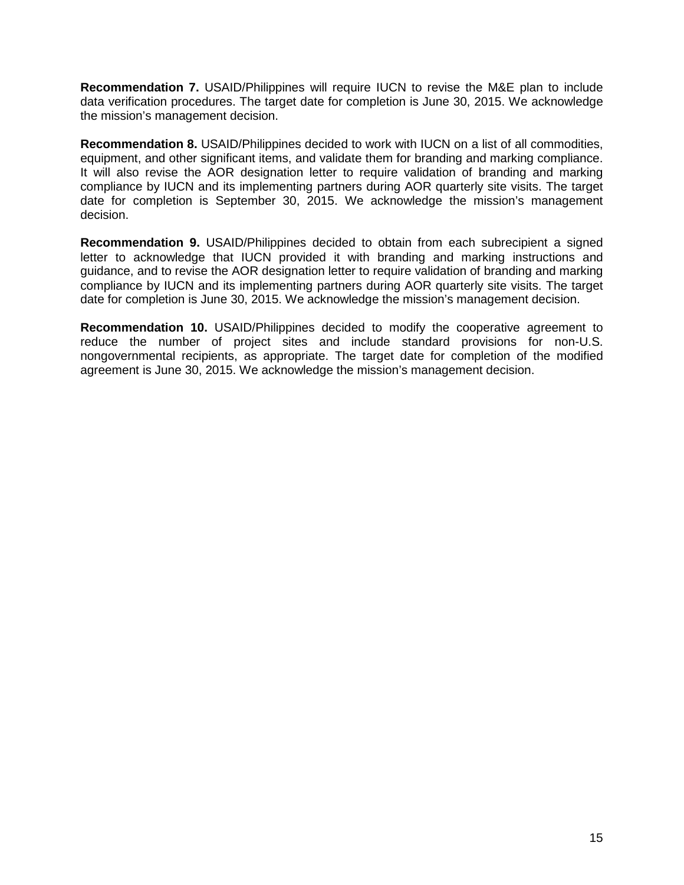**Recommendation 7.** USAID/Philippines will require IUCN to revise the M&E plan to include data verification procedures. The target date for completion is June 30, 2015. We acknowledge the mission's management decision.

**Recommendation 8.** USAID/Philippines decided to work with IUCN on a list of all commodities, equipment, and other significant items, and validate them for branding and marking compliance. It will also revise the AOR designation letter to require validation of branding and marking compliance by IUCN and its implementing partners during AOR quarterly site visits. The target date for completion is September 30, 2015. We acknowledge the mission's management decision.

**Recommendation 9.** USAID/Philippines decided to obtain from each subrecipient a signed letter to acknowledge that IUCN provided it with branding and marking instructions and guidance, and to revise the AOR designation letter to require validation of branding and marking compliance by IUCN and its implementing partners during AOR quarterly site visits. The target date for completion is June 30, 2015. We acknowledge the mission's management decision.

**Recommendation 10.** USAID/Philippines decided to modify the cooperative agreement to reduce the number of project sites and include standard provisions for non-U.S. nongovernmental recipients, as appropriate. The target date for completion of the modified agreement is June 30, 2015. We acknowledge the mission's management decision.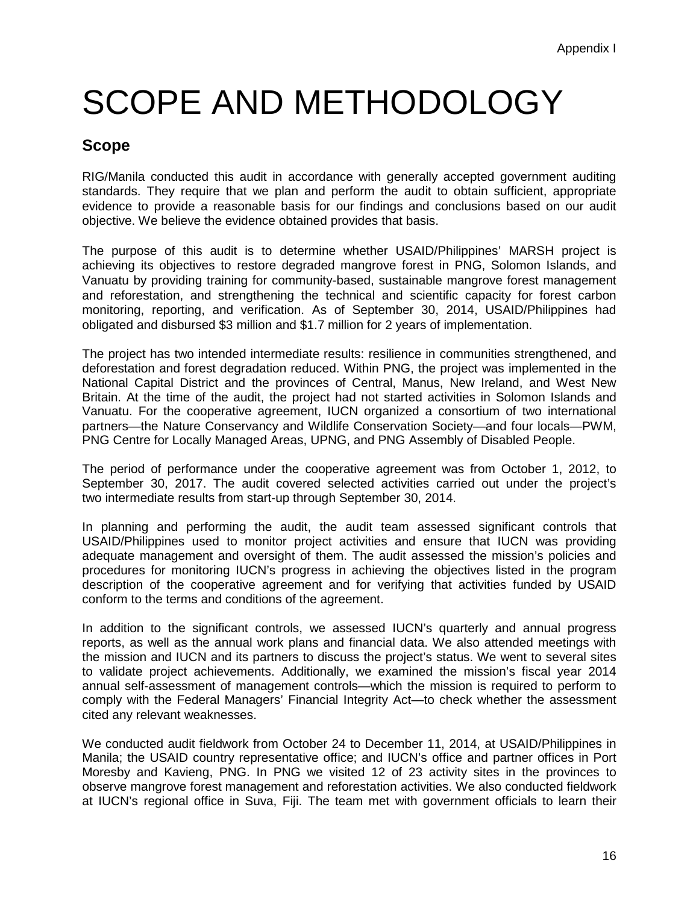# SCOPE AND METHODOLOGY

## Scope

RIG/Manila conducted this audit in accordance with generally accepted government auditing standards. They require that we plan and perform the audit to obtain sufficient, appropriate evidence to provide a reasonable basis for our findings and conclusions based on our audit objective. We believe the evidence obtained provides that basis.

The purpose of this audit is to determine whether USAID/Philippines' MARSH project is achieving its objectives to restore degraded mangrove forest in PNG, Solomon Islands, and Vanuatu by providing training for community-based, sustainable mangrove forest management and reforestation, and strengthening the technical and scientific capacity for forest carbon monitoring, reporting, and verification. As of September 30, 2014, USAID/Philippines had obligated and disbursed $3 million and $1.7 million for 2 years of implementation.

The project has two intended intermediate results: resilience in communities strengthened, and deforestation and forest degradation reduced. Within PNG, the project was implemented in the National Capital District and the provinces of Central, Manus, New Ireland, and West New Britain. At the time of the audit, the project had not started activities in Solomon Islands and Vanuatu. For the cooperative agreement, IUCN organized a consortium of two international partners—the Nature Conservancy and Wildlife Conservation Society—and four locals—PWM, PNG Centre for Locally Managed Areas, UPNG, and PNG Assembly of Disabled People.

The period of performance under the cooperative agreement was from October 1, 2012, to September 30, 2017. The audit covered selected activities carried out under the project's two intermediate results from start-up through September 30, 2014.

In planning and performing the audit, the audit team assessed significant controls that USAID/Philippines used to monitor project activities and ensure that IUCN was providing adequate management and oversight of them. The audit assessed the mission's policies and procedures for monitoring IUCN's progress in achieving the objectives listed in the program description of the cooperative agreement and for verifying that activities funded by USAID conform to the terms and conditions of the agreement.

In addition to the significant controls, we assessed IUCN's quarterly and annual progress reports, as well as the annual work plans and financial data. We also attended meetings with the mission and IUCN and its partners to discuss the project's status. We went to several sites to validate project achievements. Additionally, we examined the mission's fiscal year 2014 annual self-assessment of management controls—which the mission is required to perform to comply with the Federal Managers' Financial Integrity Act—to check whether the assessment cited any relevant weaknesses.

We conducted audit fieldwork from October 24 to December 11, 2014, at USAID/Philippines in Manila; the USAID country representative office; and IUCN's office and partner offices in Port Moresby and Kavieng, PNG. In PNG we visited 12 of 23 activity sites in the provinces to observe mangrove forest management and reforestation activities. We also conducted fieldwork at IUCN's regional office in Suva, Fiji. The team met with government officials to learn their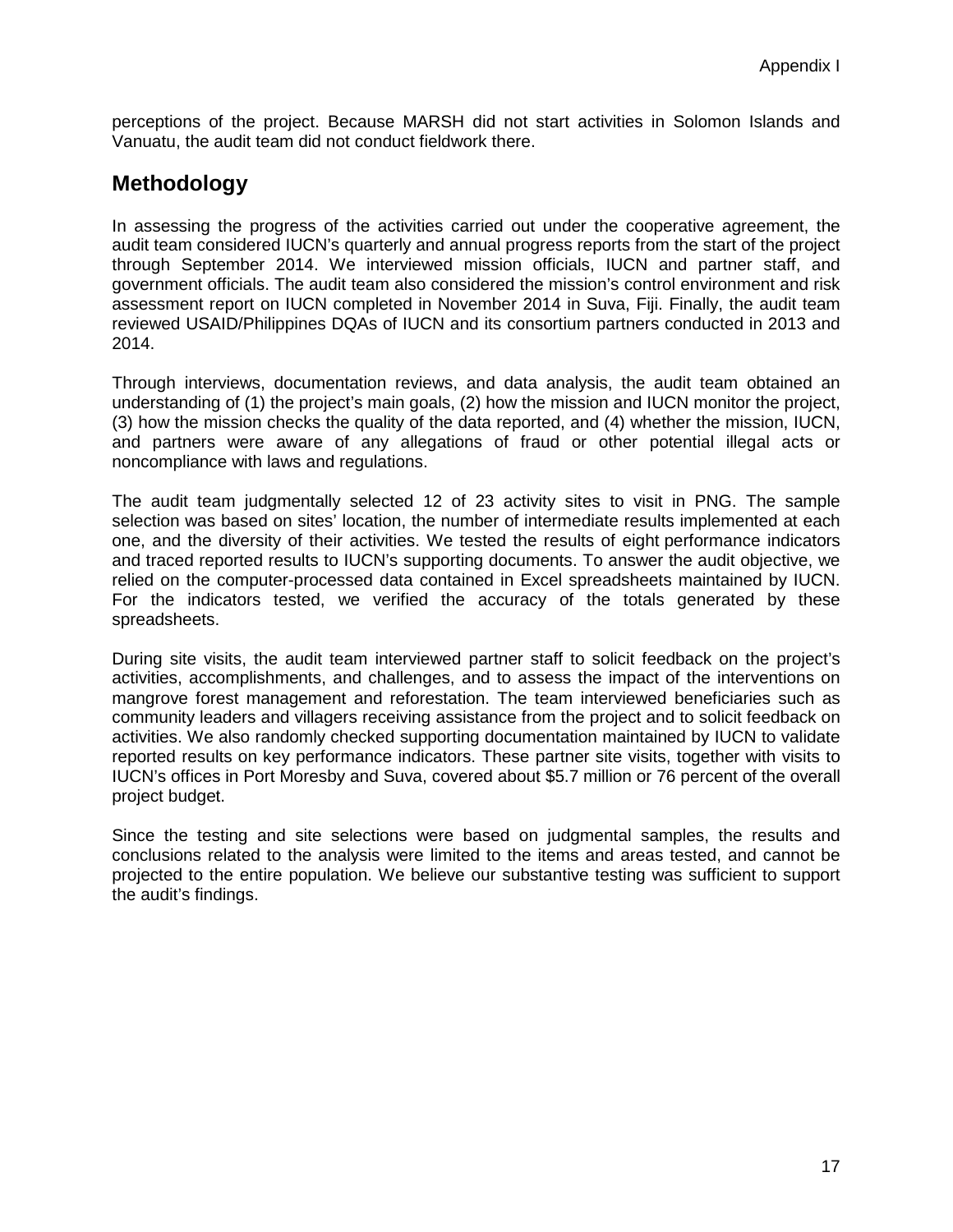perceptions of the project. Because MARSH did not start activities in Solomon Islands and Vanuatu, the audit team did not conduct fieldwork there.

## Methodology

In assessing the progress of the activities carried out under the cooperative agreement, the audit team considered IUCN's quarterly and annual progress reports from the start of the project through September 2014. We interviewed mission officials, IUCN and partner staff, and government officials. The audit team also considered the mission's control environment and risk assessment report on IUCN completed in November 2014 in Suva, Fiji. Finally, the audit team reviewed USAID/Philippines DQAs of IUCN and its consortium partners conducted in 2013 and 2014.

Through interviews, documentation reviews, and data analysis, the audit team obtained an understanding of (1) the project's main goals, (2) how the mission and IUCN monitor the project, (3) how the mission checks the quality of the data reported, and (4) whether the mission, IUCN, and partners were aware of any allegations of fraud or other potential illegal acts or noncompliance with laws and regulations.

The audit team judgmentally selected 12 of 23 activity sites to visit in PNG. The sample selection was based on sites' location, the number of intermediate results implemented at each one, and the diversity of their activities. We tested the results of eight performance indicators and traced reported results to IUCN's supporting documents. To answer the audit objective, we relied on the computer-processed data contained in Excel spreadsheets maintained by IUCN. For the indicators tested, we verified the accuracy of the totals generated by these spreadsheets.

During site visits, the audit team interviewed partner staff to solicit feedback on the project's activities, accomplishments, and challenges, and to assess the impact of the interventions on mangrove forest management and reforestation. The team interviewed beneficiaries such as community leaders and villagers receiving assistance from the project and to solicit feedback on activities. We also randomly checked supporting documentation maintained by IUCN to validate reported results on key performance indicators. These partner site visits, together with visits to IUCN's offices in Port Moresby and Suva, covered about $5.7 million or 76 percent of the overall project budget.

Since the testing and site selections were based on judgmental samples, the results and conclusions related to the analysis were limited to the items and areas tested, and cannot be projected to the entire population. We believe our substantive testing was sufficient to support the audit's findings.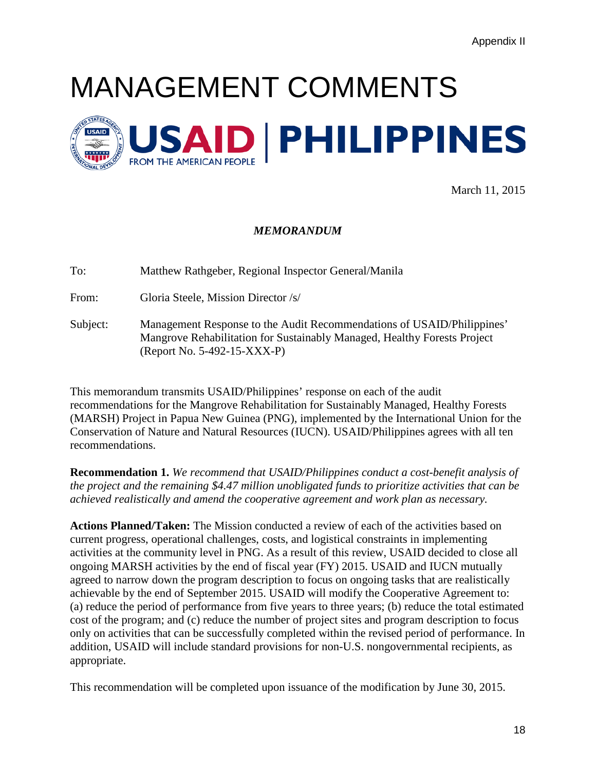Appendix II

# MANAGEMENT COMMENTS

**USAID | PHILIPPINES**
FROM THE AMERICAN PEOPLE

March 11, 2015

***MEMORANDUM***

To: Matthew Rathgeber, Regional Inspector General/Manila

From: Gloria Steele, Mission Director /s/

Subject: Management Response to the Audit Recommendations of USAID/Philippines' Mangrove Rehabilitation for Sustainably Managed, Healthy Forests Project (Report No. 5-492-15-XXX-P)

This memorandum transmits USAID/Philippines' response on each of the audit recommendations for the Mangrove Rehabilitation for Sustainably Managed, Healthy Forests (MARSH) Project in Papua New Guinea (PNG), implemented by the International Union for the Conservation of Nature and Natural Resources (IUCN). USAID/Philippines agrees with all ten recommendations.

**Recommendation 1.** *We recommend that USAID/Philippines conduct a cost-benefit analysis of the project and the remaining $4.47 million unobligated funds to prioritize activities that can be achieved realistically and amend the cooperative agreement and work plan as necessary.*

**Actions Planned/Taken:** The Mission conducted a review of each of the activities based on current progress, operational challenges, costs, and logistical constraints in implementing activities at the community level in PNG. As a result of this review, USAID decided to close all ongoing MARSH activities by the end of fiscal year (FY) 2015. USAID and IUCN mutually agreed to narrow down the program description to focus on ongoing tasks that are realistically achievable by the end of September 2015. USAID will modify the Cooperative Agreement to: (a) reduce the period of performance from five years to three years; (b) reduce the total estimated cost of the program; and (c) reduce the number of project sites and program description to focus only on activities that can be successfully completed within the revised period of performance. In addition, USAID will include standard provisions for non-U.S. nongovernmental recipients, as appropriate.

This recommendation will be completed upon issuance of the modification by June 30, 2015.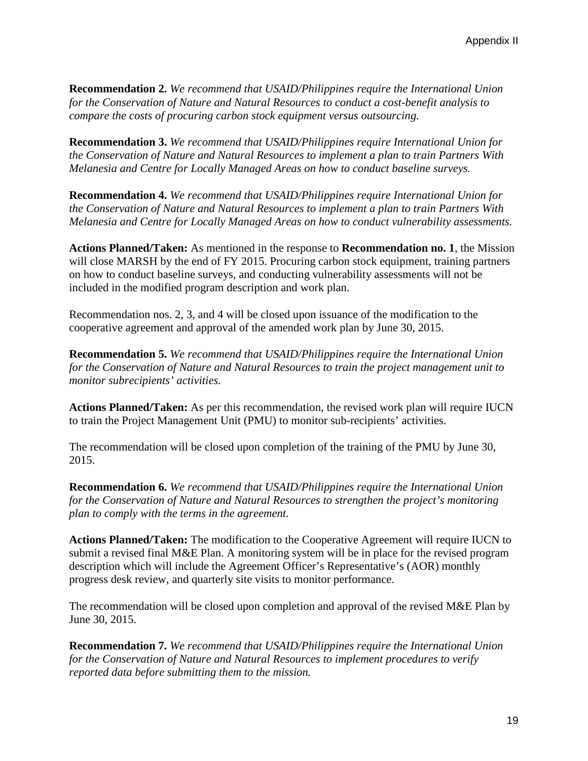**Recommendation 2.** *We recommend that USAID/Philippines require the International Union for the Conservation of Nature and Natural Resources to conduct a cost-benefit analysis to compare the costs of procuring carbon stock equipment versus outsourcing.*

**Recommendation 3.** *We recommend that USAID/Philippines require International Union for the Conservation of Nature and Natural Resources to implement a plan to train Partners With Melanesia and Centre for Locally Managed Areas on how to conduct baseline surveys.*

**Recommendation 4.** *We recommend that USAID/Philippines require International Union for the Conservation of Nature and Natural Resources to implement a plan to train Partners With Melanesia and Centre for Locally Managed Areas on how to conduct vulnerability assessments.*

**Actions Planned/Taken:** As mentioned in the response to **Recommendation no. 1**, the Mission will close MARSH by the end of FY 2015. Procuring carbon stock equipment, training partners on how to conduct baseline surveys, and conducting vulnerability assessments will not be included in the modified program description and work plan.

Recommendation nos. 2, 3, and 4 will be closed upon issuance of the modification to the cooperative agreement and approval of the amended work plan by June 30, 2015.

**Recommendation 5.** *We recommend that USAID/Philippines require the International Union for the Conservation of Nature and Natural Resources to train the project management unit to monitor subrecipients' activities.*

**Actions Planned/Taken:** As per this recommendation, the revised work plan will require IUCN to train the Project Management Unit (PMU) to monitor sub-recipients' activities.

The recommendation will be closed upon completion of the training of the PMU by June 30, 2015.

**Recommendation 6.** *We recommend that USAID/Philippines require the International Union for the Conservation of Nature and Natural Resources to strengthen the project's monitoring plan to comply with the terms in the agreement.*

**Actions Planned/Taken:** The modification to the Cooperative Agreement will require IUCN to submit a revised final M&E Plan. A monitoring system will be in place for the revised program description which will include the Agreement Officer's Representative's (AOR) monthly progress desk review, and quarterly site visits to monitor performance.

The recommendation will be closed upon completion and approval of the revised M&E Plan by June 30, 2015.

**Recommendation 7.** *We recommend that USAID/Philippines require the International Union for the Conservation of Nature and Natural Resources to implement procedures to verify reported data before submitting them to the mission.*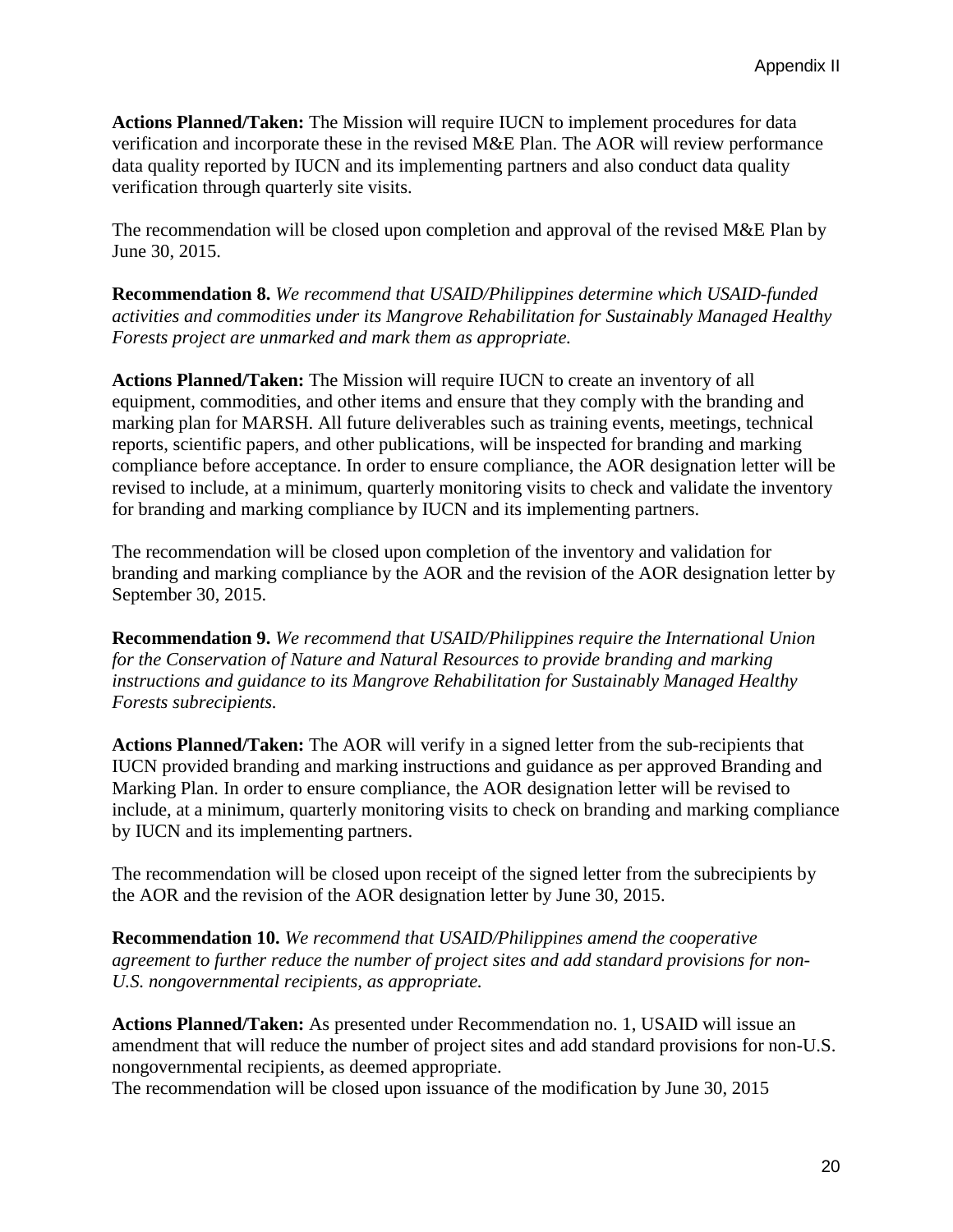**Actions Planned/Taken:** The Mission will require IUCN to implement procedures for data verification and incorporate these in the revised M&E Plan. The AOR will review performance data quality reported by IUCN and its implementing partners and also conduct data quality verification through quarterly site visits.

The recommendation will be closed upon completion and approval of the revised M&E Plan by June 30, 2015.

**Recommendation 8.** *We recommend that USAID/Philippines determine which USAID-funded activities and commodities under its Mangrove Rehabilitation for Sustainably Managed Healthy Forests project are unmarked and mark them as appropriate.*

**Actions Planned/Taken:** The Mission will require IUCN to create an inventory of all equipment, commodities, and other items and ensure that they comply with the branding and marking plan for MARSH. All future deliverables such as training events, meetings, technical reports, scientific papers, and other publications, will be inspected for branding and marking compliance before acceptance. In order to ensure compliance, the AOR designation letter will be revised to include, at a minimum, quarterly monitoring visits to check and validate the inventory for branding and marking compliance by IUCN and its implementing partners.

The recommendation will be closed upon completion of the inventory and validation for branding and marking compliance by the AOR and the revision of the AOR designation letter by September 30, 2015.

**Recommendation 9.** *We recommend that USAID/Philippines require the International Union for the Conservation of Nature and Natural Resources to provide branding and marking instructions and guidance to its Mangrove Rehabilitation for Sustainably Managed Healthy Forests subrecipients.*

**Actions Planned/Taken:** The AOR will verify in a signed letter from the sub-recipients that IUCN provided branding and marking instructions and guidance as per approved Branding and Marking Plan. In order to ensure compliance, the AOR designation letter will be revised to include, at a minimum, quarterly monitoring visits to check on branding and marking compliance by IUCN and its implementing partners.

The recommendation will be closed upon receipt of the signed letter from the subrecipients by the AOR and the revision of the AOR designation letter by June 30, 2015.

**Recommendation 10.** *We recommend that USAID/Philippines amend the cooperative agreement to further reduce the number of project sites and add standard provisions for non-U.S. nongovernmental recipients, as appropriate.*

**Actions Planned/Taken:** As presented under Recommendation no. 1, USAID will issue an amendment that will reduce the number of project sites and add standard provisions for non-U.S. nongovernmental recipients, as deemed appropriate.
The recommendation will be closed upon issuance of the modification by June 30, 2015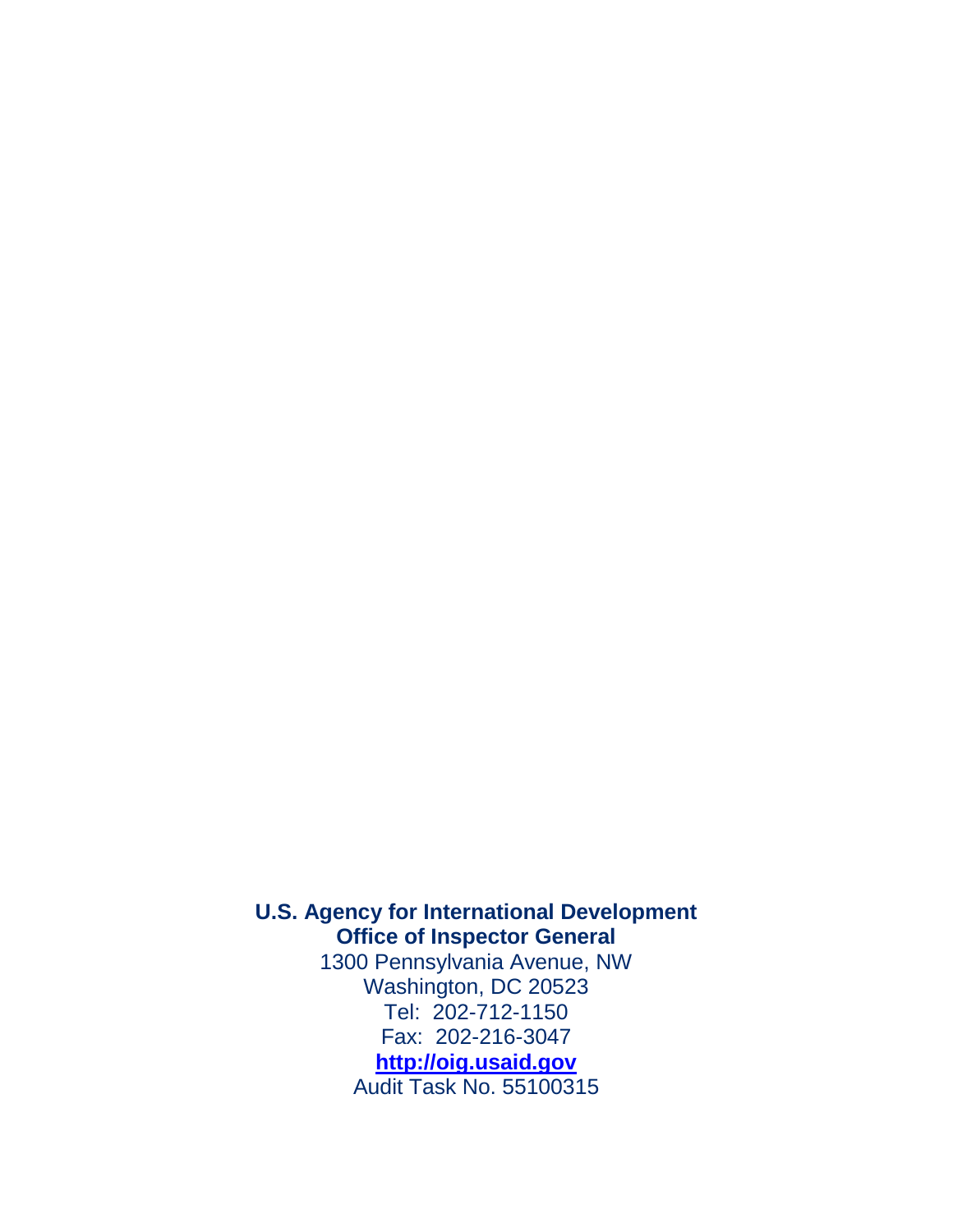**U.S. Agency for International Development**
**Office of Inspector General**
1300 Pennsylvania Avenue, NW
Washington, DC 20523
Tel: 202-712-1150
Fax: 202-216-3047
**http://oig.usaid.gov**
Audit Task No. 55100315